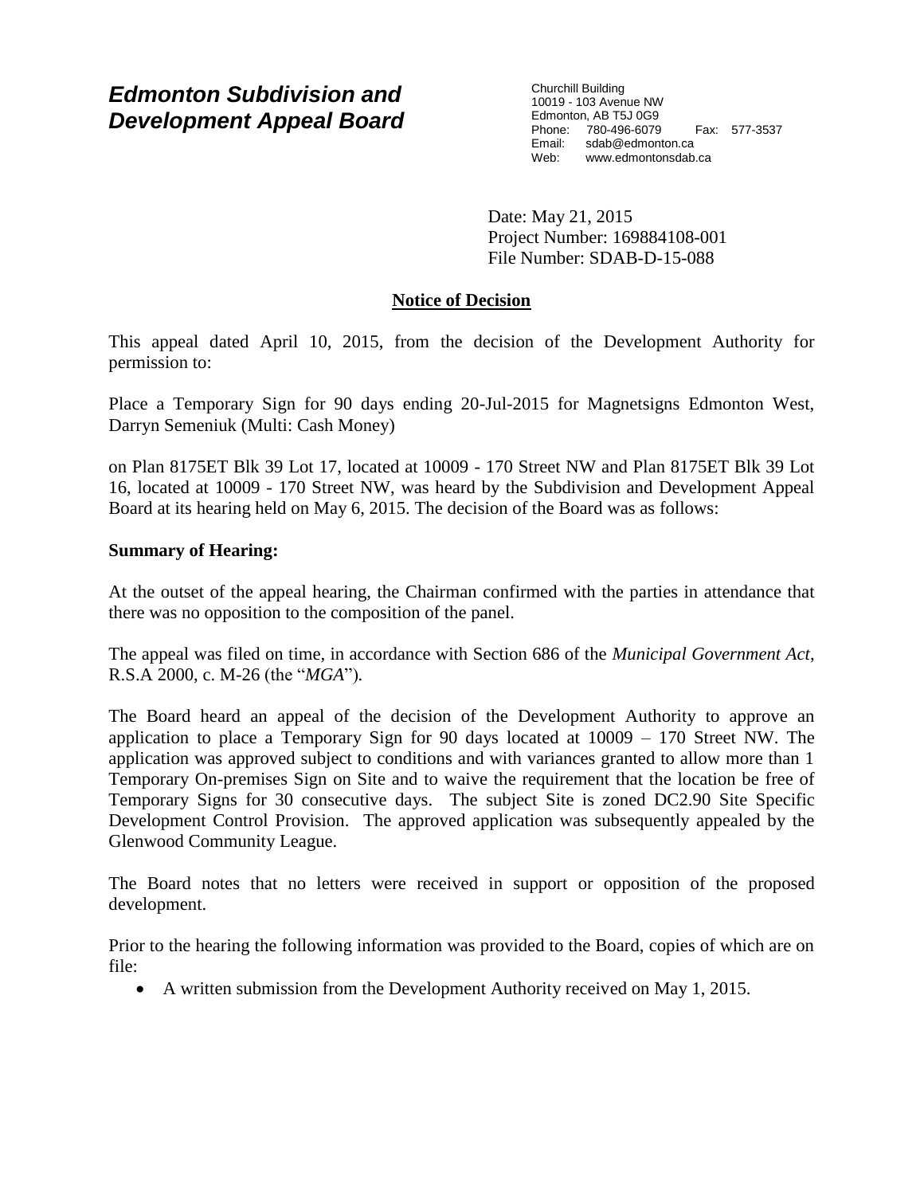# *Edmonton Subdivision and Development Appeal Board*

Churchill Building
10019 - 103 Avenue NW
Edmonton, AB T5J 0G9
Phone: 780-496-6079 Fax: 577-3537
Email: sdab@edmonton.ca
Web: www.edmontonsdab.ca

Date: May 21, 2015
Project Number: 169884108-001
File Number: SDAB-D-15-088

## Notice of Decision

This appeal dated April 10, 2015, from the decision of the Development Authority for permission to:

Place a Temporary Sign for 90 days ending 20-Jul-2015 for Magnetsigns Edmonton West, Darryn Semeniuk (Multi: Cash Money)

on Plan 8175ET Blk 39 Lot 17, located at 10009 - 170 Street NW and Plan 8175ET Blk 39 Lot 16, located at 10009 - 170 Street NW, was heard by the Subdivision and Development Appeal Board at its hearing held on May 6, 2015. The decision of the Board was as follows:

**Summary of Hearing:**

At the outset of the appeal hearing, the Chairman confirmed with the parties in attendance that there was no opposition to the composition of the panel.

The appeal was filed on time, in accordance with Section 686 of the *Municipal Government Act*, R.S.A 2000, c. M-26 (the "*MGA*").

The Board heard an appeal of the decision of the Development Authority to approve an application to place a Temporary Sign for 90 days located at 10009 – 170 Street NW. The application was approved subject to conditions and with variances granted to allow more than 1 Temporary On-premises Sign on Site and to waive the requirement that the location be free of Temporary Signs for 30 consecutive days. The subject Site is zoned DC2.90 Site Specific Development Control Provision. The approved application was subsequently appealed by the Glenwood Community League.

The Board notes that no letters were received in support or opposition of the proposed development.

Prior to the hearing the following information was provided to the Board, copies of which are on file:

- A written submission from the Development Authority received on May 1, 2015.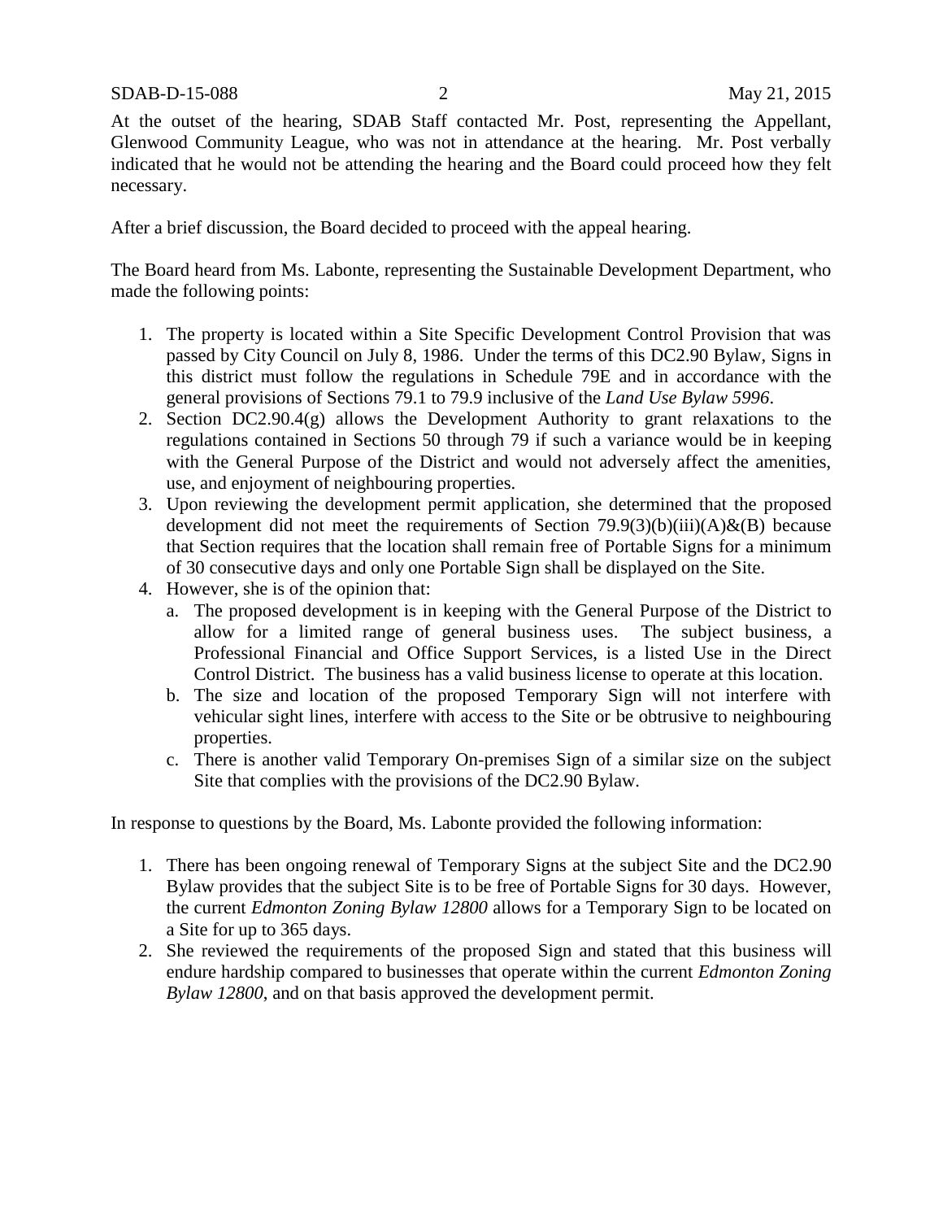At the outset of the hearing, SDAB Staff contacted Mr. Post, representing the Appellant, Glenwood Community League, who was not in attendance at the hearing. Mr. Post verbally indicated that he would not be attending the hearing and the Board could proceed how they felt necessary.

After a brief discussion, the Board decided to proceed with the appeal hearing.

The Board heard from Ms. Labonte, representing the Sustainable Development Department, who made the following points:

1. The property is located within a Site Specific Development Control Provision that was passed by City Council on July 8, 1986. Under the terms of this DC2.90 Bylaw, Signs in this district must follow the regulations in Schedule 79E and in accordance with the general provisions of Sections 79.1 to 79.9 inclusive of the *Land Use Bylaw 5996*.
2. Section DC2.90.4(g) allows the Development Authority to grant relaxations to the regulations contained in Sections 50 through 79 if such a variance would be in keeping with the General Purpose of the District and would not adversely affect the amenities, use, and enjoyment of neighbouring properties.
3. Upon reviewing the development permit application, she determined that the proposed development did not meet the requirements of Section 79.9(3)(b)(iii)(A)&(B) because that Section requires that the location shall remain free of Portable Signs for a minimum of 30 consecutive days and only one Portable Sign shall be displayed on the Site.
4. However, she is of the opinion that:
   a. The proposed development is in keeping with the General Purpose of the District to allow for a limited range of general business uses. The subject business, a Professional Financial and Office Support Services, is a listed Use in the Direct Control District. The business has a valid business license to operate at this location.
   b. The size and location of the proposed Temporary Sign will not interfere with vehicular sight lines, interfere with access to the Site or be obtrusive to neighbouring properties.
   c. There is another valid Temporary On-premises Sign of a similar size on the subject Site that complies with the provisions of the DC2.90 Bylaw.

In response to questions by the Board, Ms. Labonte provided the following information:

1. There has been ongoing renewal of Temporary Signs at the subject Site and the DC2.90 Bylaw provides that the subject Site is to be free of Portable Signs for 30 days. However, the current *Edmonton Zoning Bylaw 12800* allows for a Temporary Sign to be located on a Site for up to 365 days.
2. She reviewed the requirements of the proposed Sign and stated that this business will endure hardship compared to businesses that operate within the current *Edmonton Zoning Bylaw 12800*, and on that basis approved the development permit.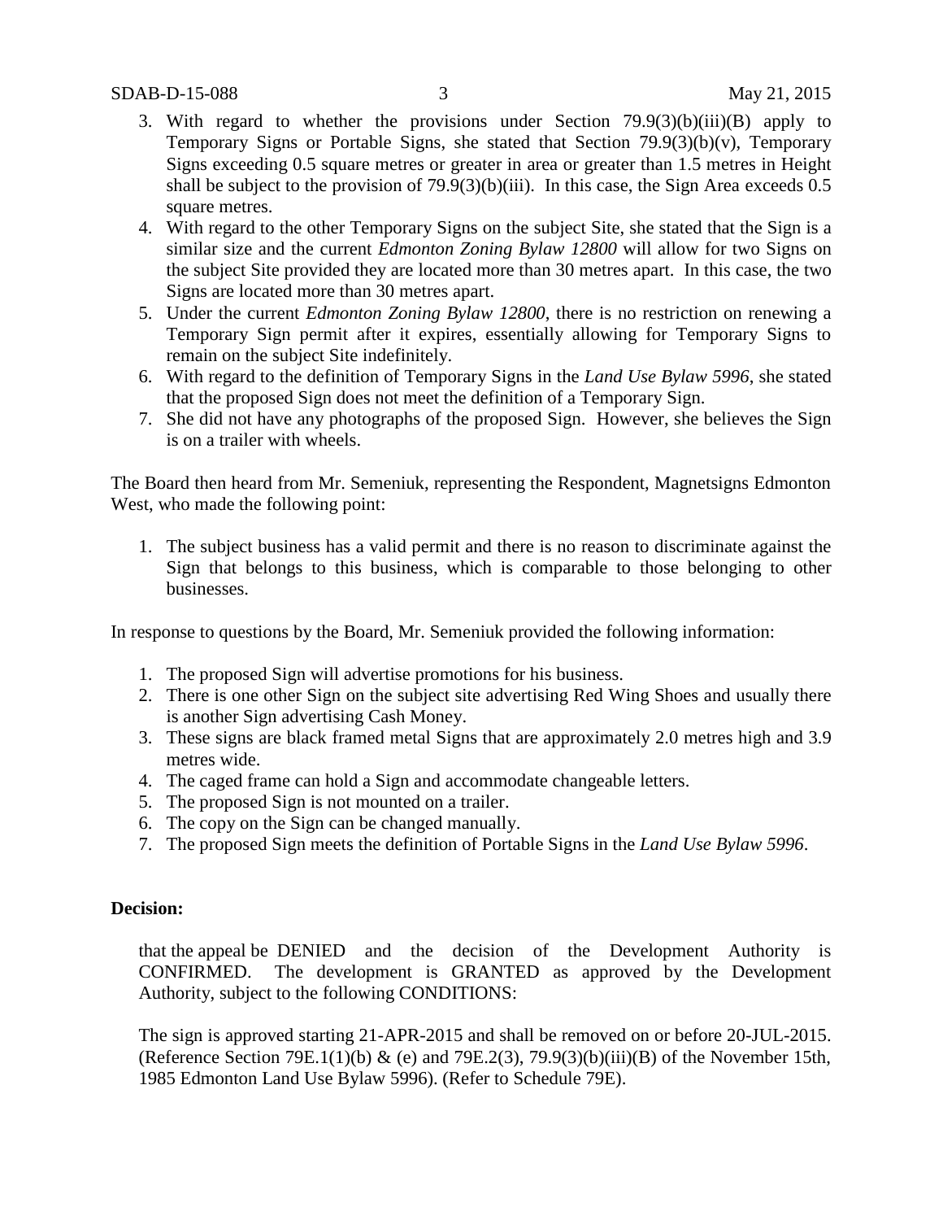3. With regard to whether the provisions under Section 79.9(3)(b)(iii)(B) apply to Temporary Signs or Portable Signs, she stated that Section 79.9(3)(b)(v), Temporary Signs exceeding 0.5 square metres or greater in area or greater than 1.5 metres in Height shall be subject to the provision of 79.9(3)(b)(iii). In this case, the Sign Area exceeds 0.5 square metres.
4. With regard to the other Temporary Signs on the subject Site, she stated that the Sign is a similar size and the current *Edmonton Zoning Bylaw 12800* will allow for two Signs on the subject Site provided they are located more than 30 metres apart. In this case, the two Signs are located more than 30 metres apart.
5. Under the current *Edmonton Zoning Bylaw 12800*, there is no restriction on renewing a Temporary Sign permit after it expires, essentially allowing for Temporary Signs to remain on the subject Site indefinitely.
6. With regard to the definition of Temporary Signs in the *Land Use Bylaw 5996*, she stated that the proposed Sign does not meet the definition of a Temporary Sign.
7. She did not have any photographs of the proposed Sign. However, she believes the Sign is on a trailer with wheels.

The Board then heard from Mr. Semeniuk, representing the Respondent, Magnetsigns Edmonton West, who made the following point:

1. The subject business has a valid permit and there is no reason to discriminate against the Sign that belongs to this business, which is comparable to those belonging to other businesses.

In response to questions by the Board, Mr. Semeniuk provided the following information:

1. The proposed Sign will advertise promotions for his business.
2. There is one other Sign on the subject site advertising Red Wing Shoes and usually there is another Sign advertising Cash Money.
3. These signs are black framed metal Signs that are approximately 2.0 metres high and 3.9 metres wide.
4. The caged frame can hold a Sign and accommodate changeable letters.
5. The proposed Sign is not mounted on a trailer.
6. The copy on the Sign can be changed manually.
7. The proposed Sign meets the definition of Portable Signs in the *Land Use Bylaw 5996*.

**Decision:**

that the appeal be DENIED and the decision of the Development Authority is CONFIRMED. The development is GRANTED as approved by the Development Authority, subject to the following CONDITIONS:

The sign is approved starting 21-APR-2015 and shall be removed on or before 20-JUL-2015. (Reference Section 79E.1(1)(b) & (e) and 79E.2(3), 79.9(3)(b)(iii)(B) of the November 15th, 1985 Edmonton Land Use Bylaw 5996). (Refer to Schedule 79E).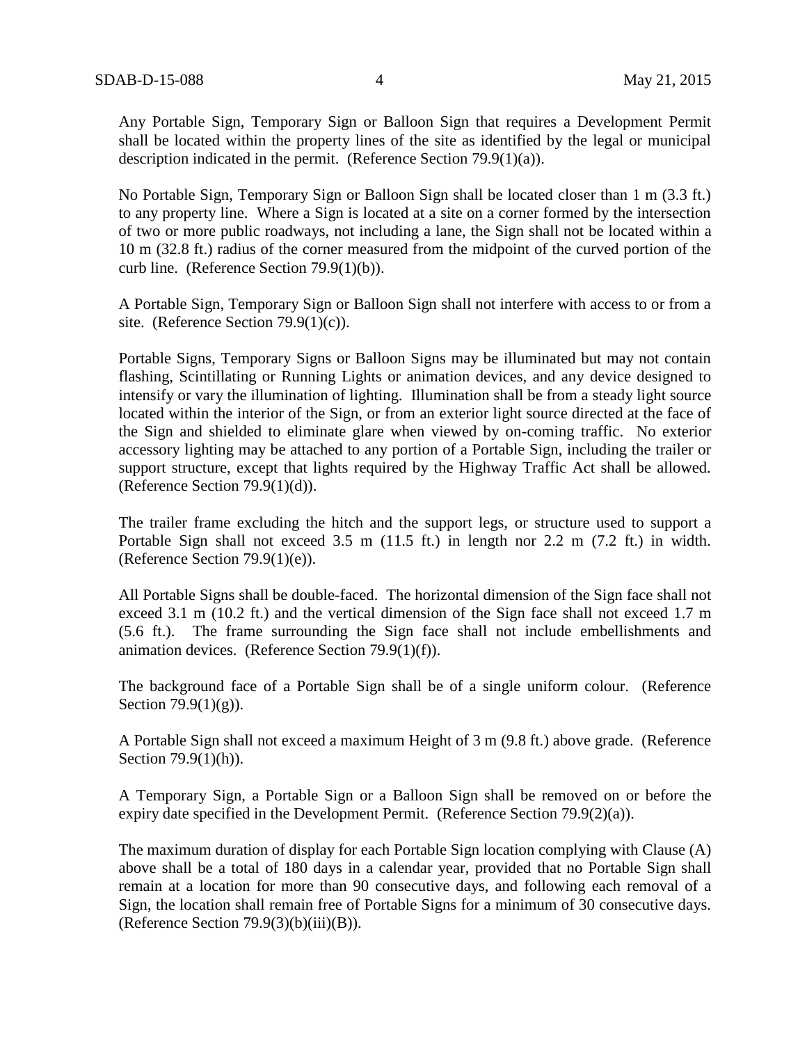Any Portable Sign, Temporary Sign or Balloon Sign that requires a Development Permit shall be located within the property lines of the site as identified by the legal or municipal description indicated in the permit. (Reference Section 79.9(1)(a)).

No Portable Sign, Temporary Sign or Balloon Sign shall be located closer than 1 m (3.3 ft.) to any property line. Where a Sign is located at a site on a corner formed by the intersection of two or more public roadways, not including a lane, the Sign shall not be located within a 10 m (32.8 ft.) radius of the corner measured from the midpoint of the curved portion of the curb line. (Reference Section 79.9(1)(b)).

A Portable Sign, Temporary Sign or Balloon Sign shall not interfere with access to or from a site. (Reference Section 79.9(1)(c)).

Portable Signs, Temporary Signs or Balloon Signs may be illuminated but may not contain flashing, Scintillating or Running Lights or animation devices, and any device designed to intensify or vary the illumination of lighting. Illumination shall be from a steady light source located within the interior of the Sign, or from an exterior light source directed at the face of the Sign and shielded to eliminate glare when viewed by on-coming traffic. No exterior accessory lighting may be attached to any portion of a Portable Sign, including the trailer or support structure, except that lights required by the Highway Traffic Act shall be allowed. (Reference Section 79.9(1)(d)).

The trailer frame excluding the hitch and the support legs, or structure used to support a Portable Sign shall not exceed 3.5 m (11.5 ft.) in length nor 2.2 m (7.2 ft.) in width. (Reference Section 79.9(1)(e)).

All Portable Signs shall be double-faced. The horizontal dimension of the Sign face shall not exceed 3.1 m (10.2 ft.) and the vertical dimension of the Sign face shall not exceed 1.7 m (5.6 ft.). The frame surrounding the Sign face shall not include embellishments and animation devices. (Reference Section 79.9(1)(f)).

The background face of a Portable Sign shall be of a single uniform colour. (Reference Section 79.9(1)(g)).

A Portable Sign shall not exceed a maximum Height of 3 m (9.8 ft.) above grade. (Reference Section 79.9(1)(h)).

A Temporary Sign, a Portable Sign or a Balloon Sign shall be removed on or before the expiry date specified in the Development Permit. (Reference Section 79.9(2)(a)).

The maximum duration of display for each Portable Sign location complying with Clause (A) above shall be a total of 180 days in a calendar year, provided that no Portable Sign shall remain at a location for more than 90 consecutive days, and following each removal of a Sign, the location shall remain free of Portable Signs for a minimum of 30 consecutive days. (Reference Section 79.9(3)(b)(iii)(B)).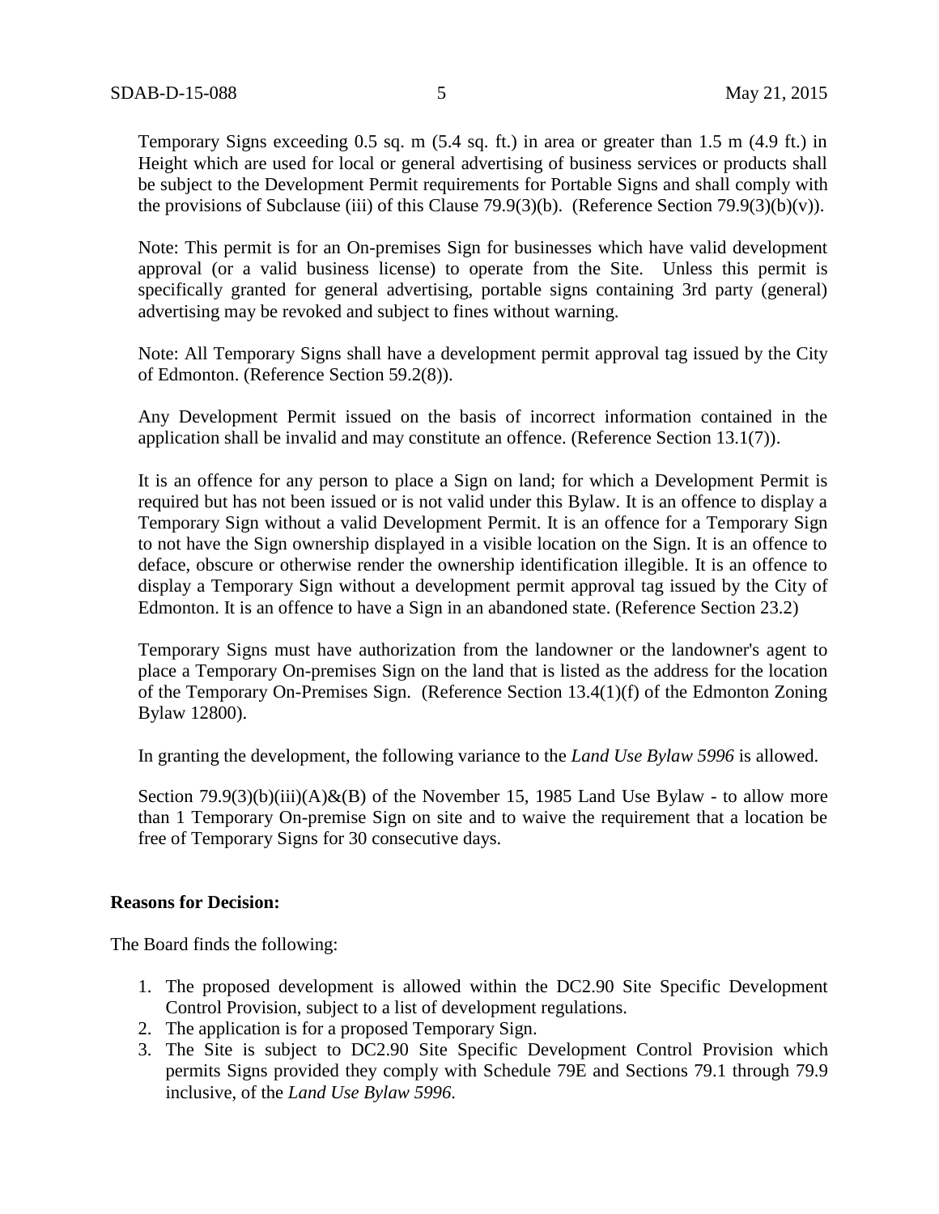Temporary Signs exceeding 0.5 sq. m (5.4 sq. ft.) in area or greater than 1.5 m (4.9 ft.) in Height which are used for local or general advertising of business services or products shall be subject to the Development Permit requirements for Portable Signs and shall comply with the provisions of Subclause (iii) of this Clause 79.9(3)(b). (Reference Section 79.9(3)(b)(v)).

Note: This permit is for an On-premises Sign for businesses which have valid development approval (or a valid business license) to operate from the Site. Unless this permit is specifically granted for general advertising, portable signs containing 3rd party (general) advertising may be revoked and subject to fines without warning.

Note: All Temporary Signs shall have a development permit approval tag issued by the City of Edmonton. (Reference Section 59.2(8)).

Any Development Permit issued on the basis of incorrect information contained in the application shall be invalid and may constitute an offence. (Reference Section 13.1(7)).

It is an offence for any person to place a Sign on land; for which a Development Permit is required but has not been issued or is not valid under this Bylaw. It is an offence to display a Temporary Sign without a valid Development Permit. It is an offence for a Temporary Sign to not have the Sign ownership displayed in a visible location on the Sign. It is an offence to deface, obscure or otherwise render the ownership identification illegible. It is an offence to display a Temporary Sign without a development permit approval tag issued by the City of Edmonton. It is an offence to have a Sign in an abandoned state. (Reference Section 23.2)

Temporary Signs must have authorization from the landowner or the landowner's agent to place a Temporary On-premises Sign on the land that is listed as the address for the location of the Temporary On-Premises Sign. (Reference Section 13.4(1)(f) of the Edmonton Zoning Bylaw 12800).

In granting the development, the following variance to the *Land Use Bylaw 5996* is allowed.

Section 79.9(3)(b)(iii)(A)&(B) of the November 15, 1985 Land Use Bylaw - to allow more than 1 Temporary On-premise Sign on site and to waive the requirement that a location be free of Temporary Signs for 30 consecutive days.

**Reasons for Decision:**

The Board finds the following:

1. The proposed development is allowed within the DC2.90 Site Specific Development Control Provision, subject to a list of development regulations.
2. The application is for a proposed Temporary Sign.
3. The Site is subject to DC2.90 Site Specific Development Control Provision which permits Signs provided they comply with Schedule 79E and Sections 79.1 through 79.9 inclusive, of the *Land Use Bylaw 5996*.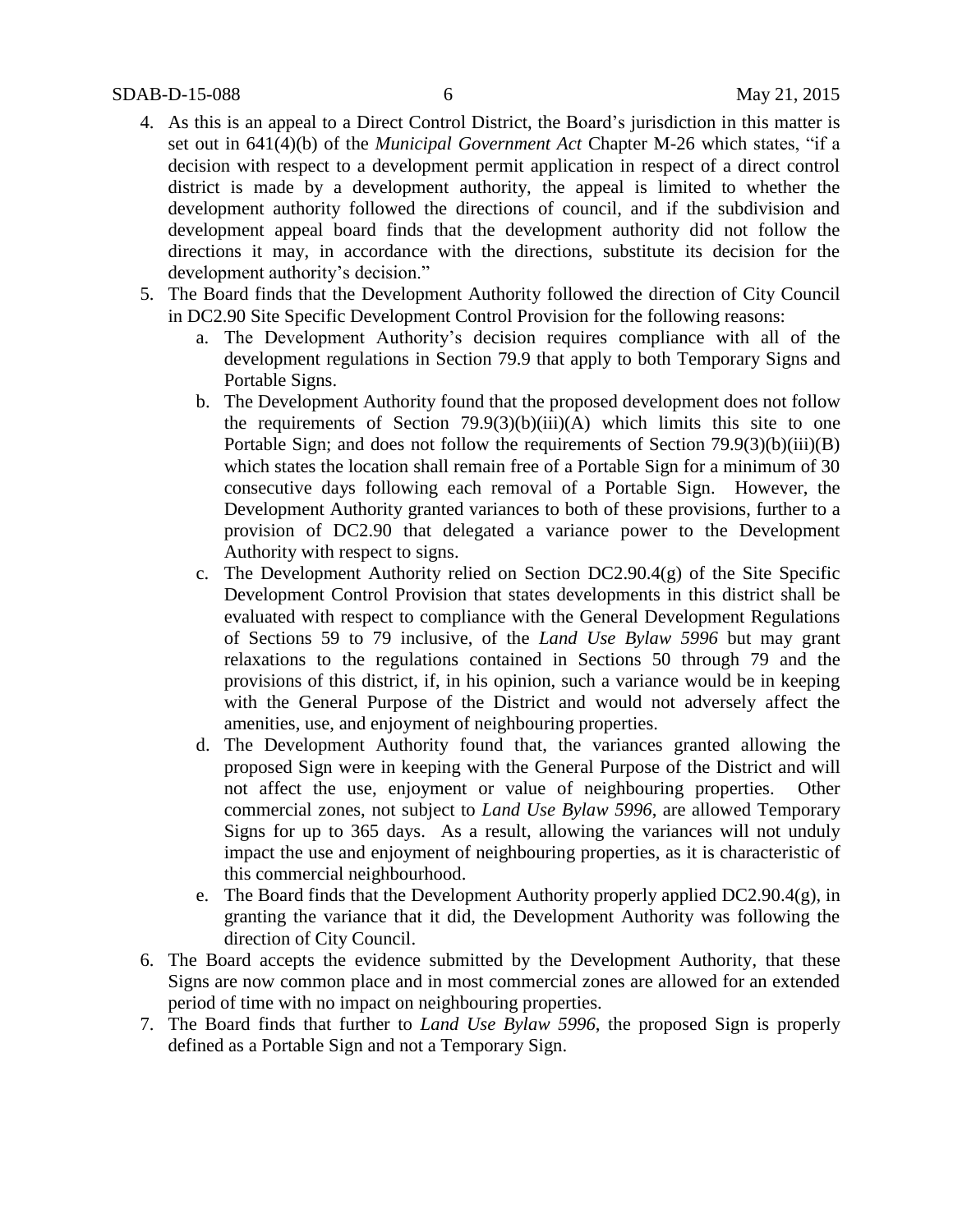4. As this is an appeal to a Direct Control District, the Board's jurisdiction in this matter is set out in 641(4)(b) of the *Municipal Government Act* Chapter M-26 which states, "if a decision with respect to a development permit application in respect of a direct control district is made by a development authority, the appeal is limited to whether the development authority followed the directions of council, and if the subdivision and development appeal board finds that the development authority did not follow the directions it may, in accordance with the directions, substitute its decision for the development authority's decision."
5. The Board finds that the Development Authority followed the direction of City Council in DC2.90 Site Specific Development Control Provision for the following reasons:
   a. The Development Authority's decision requires compliance with all of the development regulations in Section 79.9 that apply to both Temporary Signs and Portable Signs.
   b. The Development Authority found that the proposed development does not follow the requirements of Section 79.9(3)(b)(iii)(A) which limits this site to one Portable Sign; and does not follow the requirements of Section 79.9(3)(b)(iii)(B) which states the location shall remain free of a Portable Sign for a minimum of 30 consecutive days following each removal of a Portable Sign. However, the Development Authority granted variances to both of these provisions, further to a provision of DC2.90 that delegated a variance power to the Development Authority with respect to signs.
   c. The Development Authority relied on Section DC2.90.4(g) of the Site Specific Development Control Provision that states developments in this district shall be evaluated with respect to compliance with the General Development Regulations of Sections 59 to 79 inclusive, of the *Land Use Bylaw 5996* but may grant relaxations to the regulations contained in Sections 50 through 79 and the provisions of this district, if, in his opinion, such a variance would be in keeping with the General Purpose of the District and would not adversely affect the amenities, use, and enjoyment of neighbouring properties.
   d. The Development Authority found that, the variances granted allowing the proposed Sign were in keeping with the General Purpose of the District and will not affect the use, enjoyment or value of neighbouring properties. Other commercial zones, not subject to *Land Use Bylaw 5996*, are allowed Temporary Signs for up to 365 days. As a result, allowing the variances will not unduly impact the use and enjoyment of neighbouring properties, as it is characteristic of this commercial neighbourhood.
   e. The Board finds that the Development Authority properly applied DC2.90.4(g), in granting the variance that it did, the Development Authority was following the direction of City Council.
6. The Board accepts the evidence submitted by the Development Authority, that these Signs are now common place and in most commercial zones are allowed for an extended period of time with no impact on neighbouring properties.
7. The Board finds that further to *Land Use Bylaw 5996*, the proposed Sign is properly defined as a Portable Sign and not a Temporary Sign.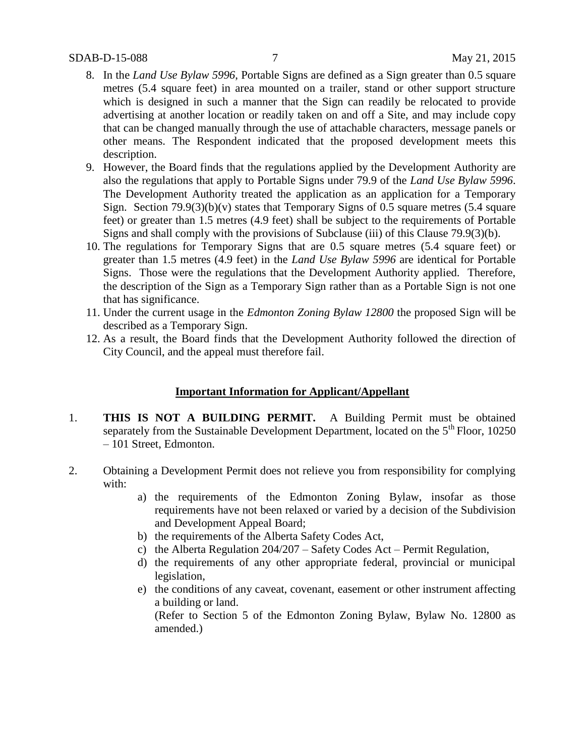8. In the *Land Use Bylaw 5996*, Portable Signs are defined as a Sign greater than 0.5 square metres (5.4 square feet) in area mounted on a trailer, stand or other support structure which is designed in such a manner that the Sign can readily be relocated to provide advertising at another location or readily taken on and off a Site, and may include copy that can be changed manually through the use of attachable characters, message panels or other means. The Respondent indicated that the proposed development meets this description.
9. However, the Board finds that the regulations applied by the Development Authority are also the regulations that apply to Portable Signs under 79.9 of the *Land Use Bylaw 5996*. The Development Authority treated the application as an application for a Temporary Sign. Section 79.9(3)(b)(v) states that Temporary Signs of 0.5 square metres (5.4 square feet) or greater than 1.5 metres (4.9 feet) shall be subject to the requirements of Portable Signs and shall comply with the provisions of Subclause (iii) of this Clause 79.9(3)(b).
10. The regulations for Temporary Signs that are 0.5 square metres (5.4 square feet) or greater than 1.5 metres (4.9 feet) in the *Land Use Bylaw 5996* are identical for Portable Signs. Those were the regulations that the Development Authority applied. Therefore, the description of the Sign as a Temporary Sign rather than as a Portable Sign is not one that has significance.
11. Under the current usage in the *Edmonton Zoning Bylaw 12800* the proposed Sign will be described as a Temporary Sign.
12. As a result, the Board finds that the Development Authority followed the direction of City Council, and the appeal must therefore fail.

## Important Information for Applicant/Appellant

1. **THIS IS NOT A BUILDING PERMIT.** A Building Permit must be obtained separately from the Sustainable Development Department, located on the 5th Floor, 10250 – 101 Street, Edmonton.

2. Obtaining a Development Permit does not relieve you from responsibility for complying with:
   a) the requirements of the Edmonton Zoning Bylaw, insofar as those requirements have not been relaxed or varied by a decision of the Subdivision and Development Appeal Board;
   b) the requirements of the Alberta Safety Codes Act,
   c) the Alberta Regulation 204/207 – Safety Codes Act – Permit Regulation,
   d) the requirements of any other appropriate federal, provincial or municipal legislation,
   e) the conditions of any caveat, covenant, easement or other instrument affecting a building or land.

   (Refer to Section 5 of the Edmonton Zoning Bylaw, Bylaw No. 12800 as amended.)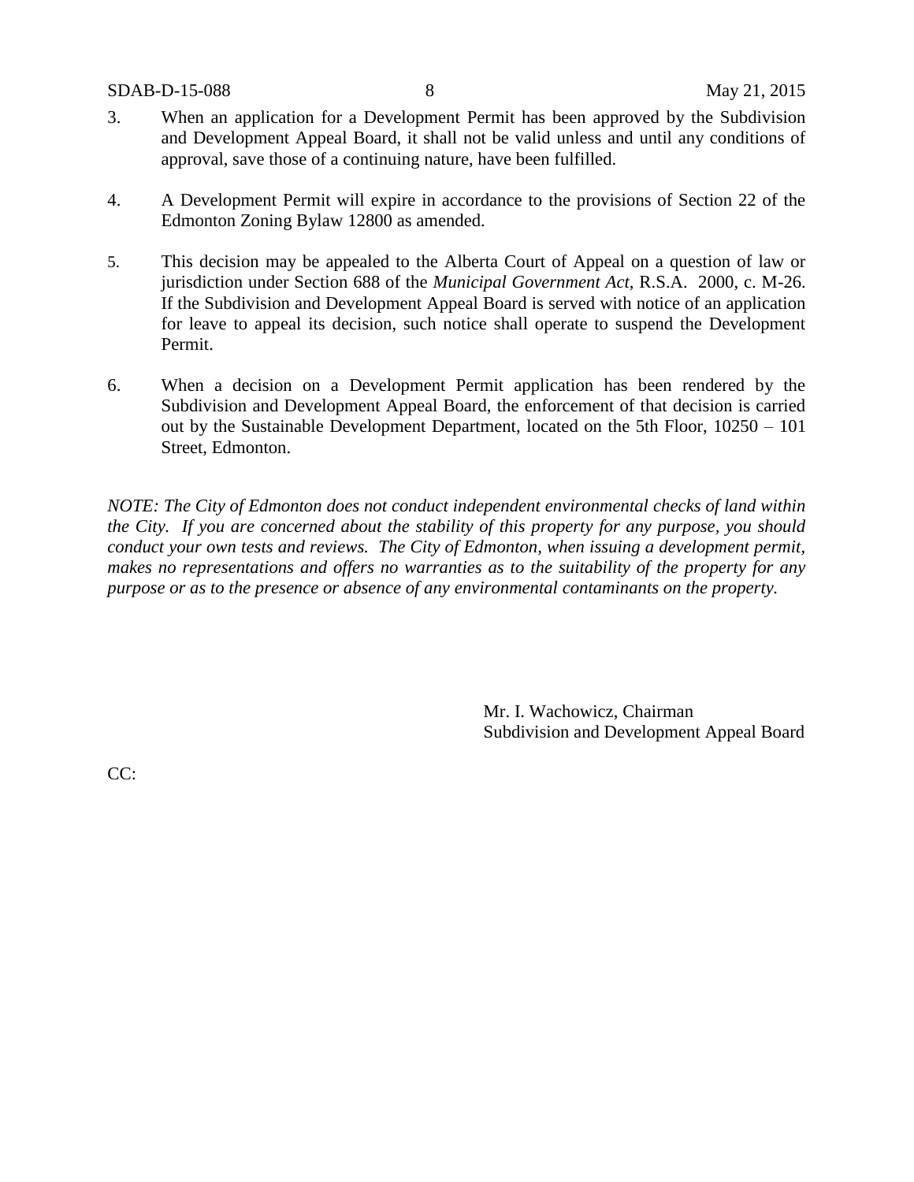3. When an application for a Development Permit has been approved by the Subdivision and Development Appeal Board, it shall not be valid unless and until any conditions of approval, save those of a continuing nature, have been fulfilled.

4. A Development Permit will expire in accordance to the provisions of Section 22 of the Edmonton Zoning Bylaw 12800 as amended.

5. This decision may be appealed to the Alberta Court of Appeal on a question of law or jurisdiction under Section 688 of the *Municipal Government Act*, R.S.A. 2000, c. M-26. If the Subdivision and Development Appeal Board is served with notice of an application for leave to appeal its decision, such notice shall operate to suspend the Development Permit.

6. When a decision on a Development Permit application has been rendered by the Subdivision and Development Appeal Board, the enforcement of that decision is carried out by the Sustainable Development Department, located on the 5th Floor, 10250 – 101 Street, Edmonton.

*NOTE: The City of Edmonton does not conduct independent environmental checks of land within the City. If you are concerned about the stability of this property for any purpose, you should conduct your own tests and reviews. The City of Edmonton, when issuing a development permit, makes no representations and offers no warranties as to the suitability of the property for any purpose or as to the presence or absence of any environmental contaminants on the property.*

Mr. I. Wachowicz, Chairman
Subdivision and Development Appeal Board

CC: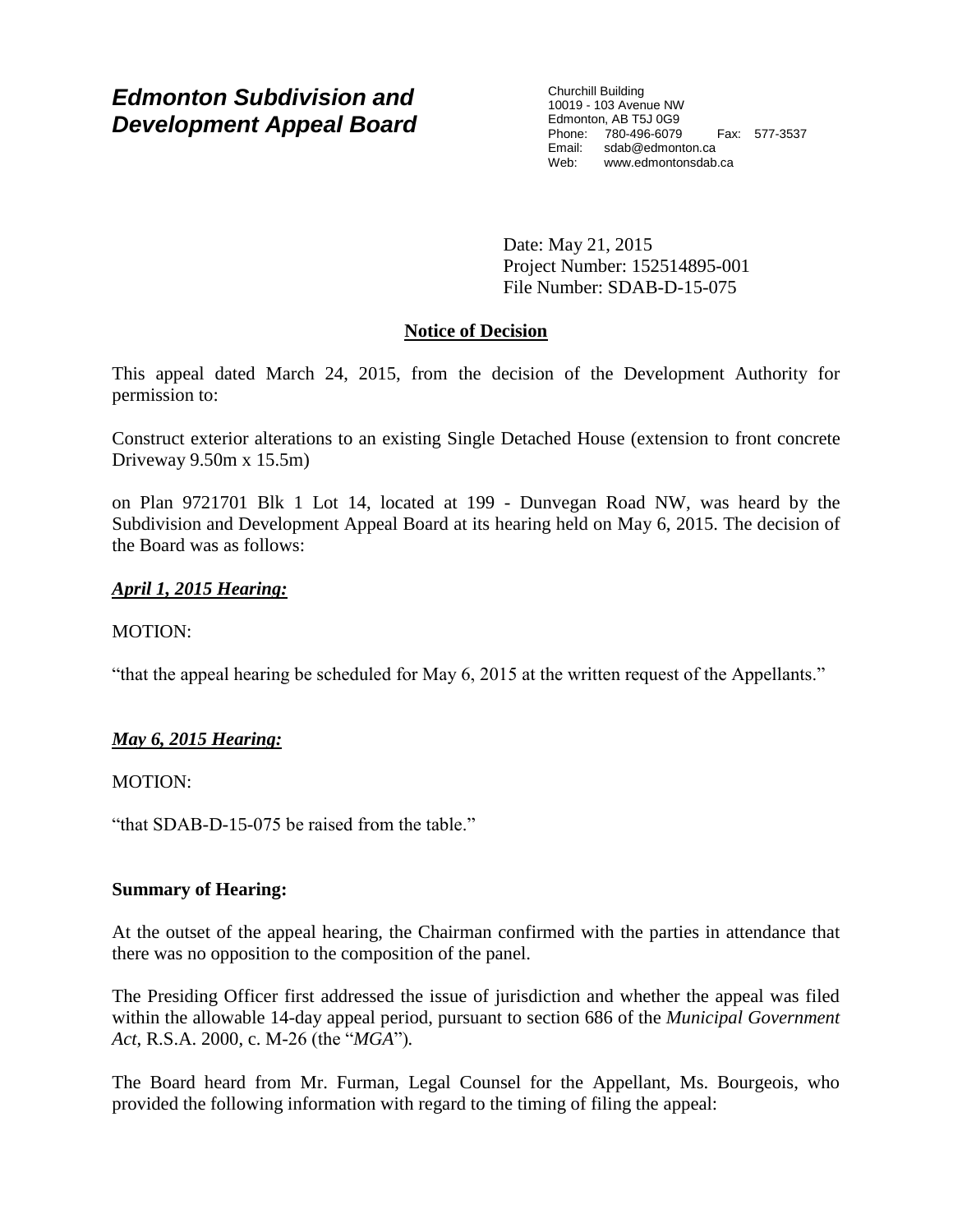# Edmonton Subdivision and Development Appeal Board

Churchill Building
10019 - 103 Avenue NW
Edmonton, AB T5J 0G9
Phone: 780-496-6079 Fax: 577-3537
Email: sdab@edmonton.ca
Web: www.edmontonsdab.ca

Date: May 21, 2015
Project Number: 152514895-001
File Number: SDAB-D-15-075

## Notice of Decision

This appeal dated March 24, 2015, from the decision of the Development Authority for permission to:

Construct exterior alterations to an existing Single Detached House (extension to front concrete Driveway 9.50m x 15.5m)

on Plan 9721701 Blk 1 Lot 14, located at 199 - Dunvegan Road NW, was heard by the Subdivision and Development Appeal Board at its hearing held on May 6, 2015. The decision of the Board was as follows:

***April 1, 2015 Hearing:***

MOTION:

"that the appeal hearing be scheduled for May 6, 2015 at the written request of the Appellants."

***May 6, 2015 Hearing:***

MOTION:

"that SDAB-D-15-075 be raised from the table."

**Summary of Hearing:**

At the outset of the appeal hearing, the Chairman confirmed with the parties in attendance that there was no opposition to the composition of the panel.

The Presiding Officer first addressed the issue of jurisdiction and whether the appeal was filed within the allowable 14-day appeal period, pursuant to section 686 of the *Municipal Government Act*, R.S.A. 2000, c. M-26 (the "*MGA*").

The Board heard from Mr. Furman, Legal Counsel for the Appellant, Ms. Bourgeois, who provided the following information with regard to the timing of filing the appeal: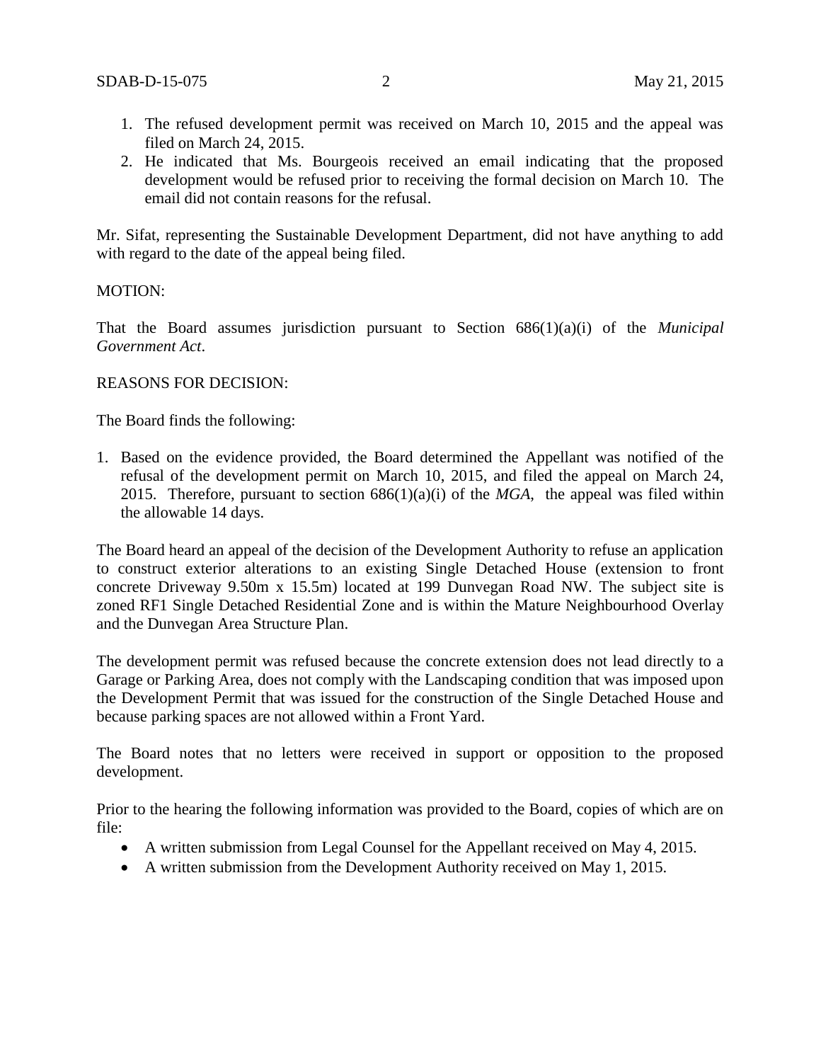1. The refused development permit was received on March 10, 2015 and the appeal was filed on March 24, 2015.
2. He indicated that Ms. Bourgeois received an email indicating that the proposed development would be refused prior to receiving the formal decision on March 10. The email did not contain reasons for the refusal.

Mr. Sifat, representing the Sustainable Development Department, did not have anything to add with regard to the date of the appeal being filed.

MOTION:

That the Board assumes jurisdiction pursuant to Section 686(1)(a)(i) of the *Municipal Government Act*.

REASONS FOR DECISION:

The Board finds the following:

1. Based on the evidence provided, the Board determined the Appellant was notified of the refusal of the development permit on March 10, 2015, and filed the appeal on March 24, 2015. Therefore, pursuant to section 686(1)(a)(i) of the *MGA*, the appeal was filed within the allowable 14 days.

The Board heard an appeal of the decision of the Development Authority to refuse an application to construct exterior alterations to an existing Single Detached House (extension to front concrete Driveway 9.50m x 15.5m) located at 199 Dunvegan Road NW. The subject site is zoned RF1 Single Detached Residential Zone and is within the Mature Neighbourhood Overlay and the Dunvegan Area Structure Plan.

The development permit was refused because the concrete extension does not lead directly to a Garage or Parking Area, does not comply with the Landscaping condition that was imposed upon the Development Permit that was issued for the construction of the Single Detached House and because parking spaces are not allowed within a Front Yard.

The Board notes that no letters were received in support or opposition to the proposed development.

Prior to the hearing the following information was provided to the Board, copies of which are on file:

- A written submission from Legal Counsel for the Appellant received on May 4, 2015.
- A written submission from the Development Authority received on May 1, 2015.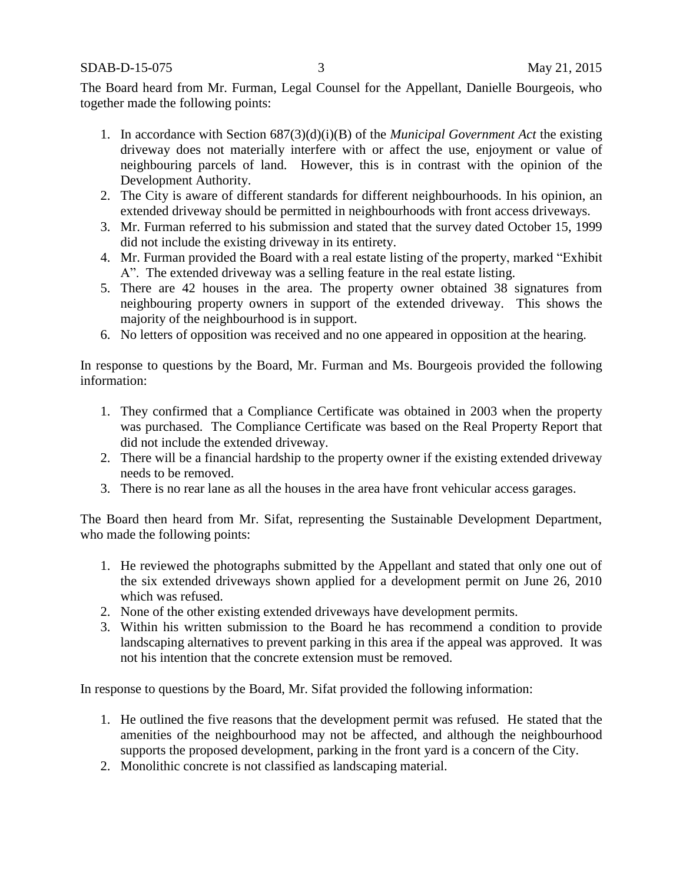The Board heard from Mr. Furman, Legal Counsel for the Appellant, Danielle Bourgeois, who together made the following points:

1. In accordance with Section 687(3)(d)(i)(B) of the *Municipal Government Act* the existing driveway does not materially interfere with or affect the use, enjoyment or value of neighbouring parcels of land. However, this is in contrast with the opinion of the Development Authority.
2. The City is aware of different standards for different neighbourhoods. In his opinion, an extended driveway should be permitted in neighbourhoods with front access driveways.
3. Mr. Furman referred to his submission and stated that the survey dated October 15, 1999 did not include the existing driveway in its entirety.
4. Mr. Furman provided the Board with a real estate listing of the property, marked "Exhibit A". The extended driveway was a selling feature in the real estate listing.
5. There are 42 houses in the area. The property owner obtained 38 signatures from neighbouring property owners in support of the extended driveway. This shows the majority of the neighbourhood is in support.
6. No letters of opposition was received and no one appeared in opposition at the hearing.

In response to questions by the Board, Mr. Furman and Ms. Bourgeois provided the following information:

1. They confirmed that a Compliance Certificate was obtained in 2003 when the property was purchased. The Compliance Certificate was based on the Real Property Report that did not include the extended driveway.
2. There will be a financial hardship to the property owner if the existing extended driveway needs to be removed.
3. There is no rear lane as all the houses in the area have front vehicular access garages.

The Board then heard from Mr. Sifat, representing the Sustainable Development Department, who made the following points:

1. He reviewed the photographs submitted by the Appellant and stated that only one out of the six extended driveways shown applied for a development permit on June 26, 2010 which was refused.
2. None of the other existing extended driveways have development permits.
3. Within his written submission to the Board he has recommend a condition to provide landscaping alternatives to prevent parking in this area if the appeal was approved. It was not his intention that the concrete extension must be removed.

In response to questions by the Board, Mr. Sifat provided the following information:

1. He outlined the five reasons that the development permit was refused. He stated that the amenities of the neighbourhood may not be affected, and although the neighbourhood supports the proposed development, parking in the front yard is a concern of the City.
2. Monolithic concrete is not classified as landscaping material.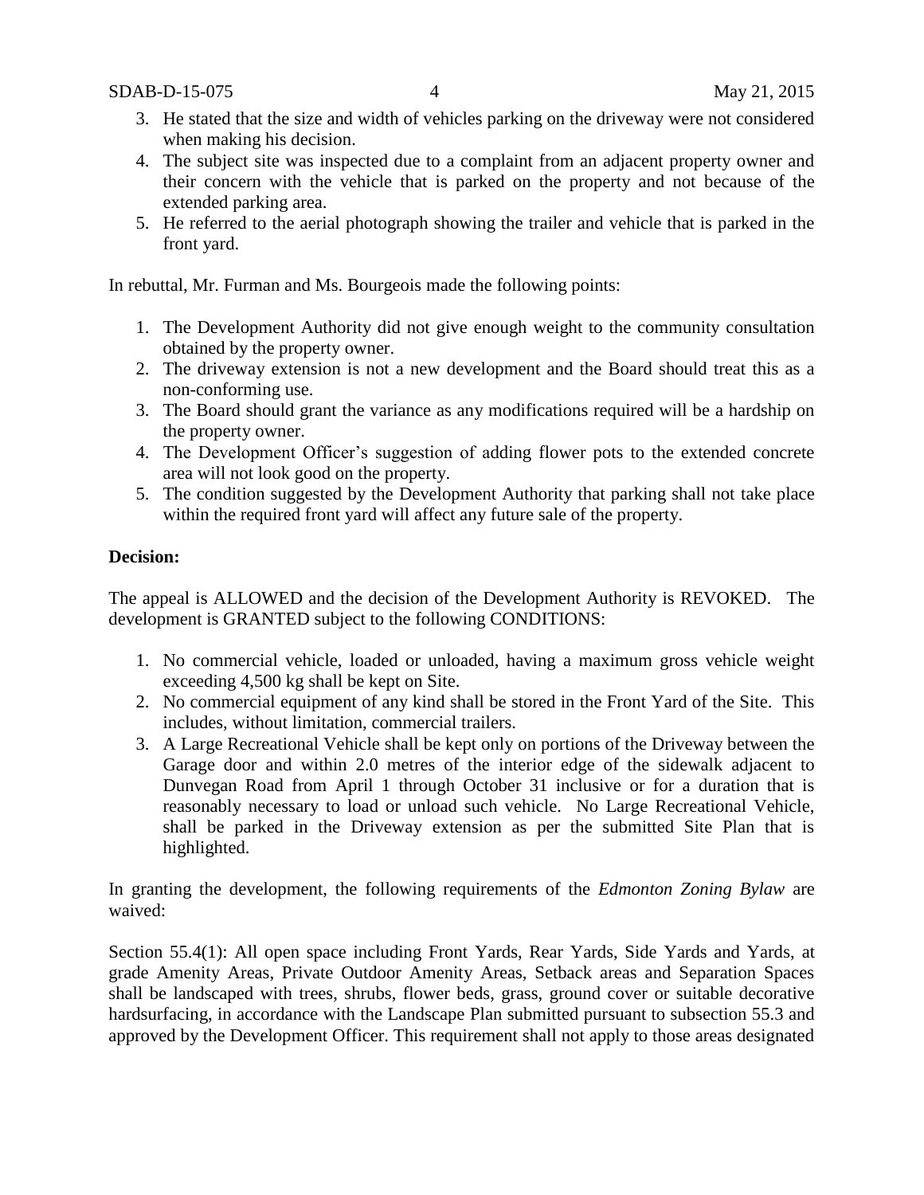3. He stated that the size and width of vehicles parking on the driveway were not considered when making his decision.
4. The subject site was inspected due to a complaint from an adjacent property owner and their concern with the vehicle that is parked on the property and not because of the extended parking area.
5. He referred to the aerial photograph showing the trailer and vehicle that is parked in the front yard.

In rebuttal, Mr. Furman and Ms. Bourgeois made the following points:

1. The Development Authority did not give enough weight to the community consultation obtained by the property owner.
2. The driveway extension is not a new development and the Board should treat this as a non-conforming use.
3. The Board should grant the variance as any modifications required will be a hardship on the property owner.
4. The Development Officer's suggestion of adding flower pots to the extended concrete area will not look good on the property.
5. The condition suggested by the Development Authority that parking shall not take place within the required front yard will affect any future sale of the property.

**Decision:**

The appeal is ALLOWED and the decision of the Development Authority is REVOKED. The development is GRANTED subject to the following CONDITIONS:

1. No commercial vehicle, loaded or unloaded, having a maximum gross vehicle weight exceeding 4,500 kg shall be kept on Site.
2. No commercial equipment of any kind shall be stored in the Front Yard of the Site. This includes, without limitation, commercial trailers.
3. A Large Recreational Vehicle shall be kept only on portions of the Driveway between the Garage door and within 2.0 metres of the interior edge of the sidewalk adjacent to Dunvegan Road from April 1 through October 31 inclusive or for a duration that is reasonably necessary to load or unload such vehicle. No Large Recreational Vehicle, shall be parked in the Driveway extension as per the submitted Site Plan that is highlighted.

In granting the development, the following requirements of the *Edmonton Zoning Bylaw* are waived:

Section 55.4(1): All open space including Front Yards, Rear Yards, Side Yards and Yards, at grade Amenity Areas, Private Outdoor Amenity Areas, Setback areas and Separation Spaces shall be landscaped with trees, shrubs, flower beds, grass, ground cover or suitable decorative hardsurfacing, in accordance with the Landscape Plan submitted pursuant to subsection 55.3 and approved by the Development Officer. This requirement shall not apply to those areas designated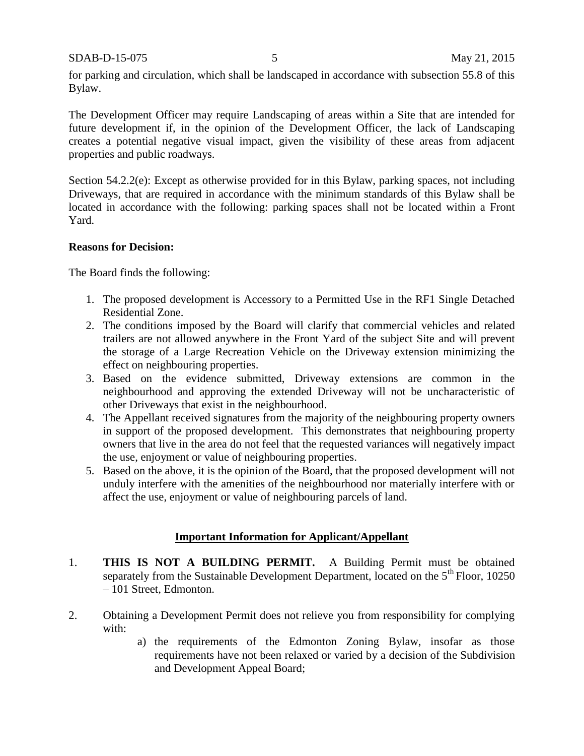for parking and circulation, which shall be landscaped in accordance with subsection 55.8 of this Bylaw.

The Development Officer may require Landscaping of areas within a Site that are intended for future development if, in the opinion of the Development Officer, the lack of Landscaping creates a potential negative visual impact, given the visibility of these areas from adjacent properties and public roadways.

Section 54.2.2(e): Except as otherwise provided for in this Bylaw, parking spaces, not including Driveways, that are required in accordance with the minimum standards of this Bylaw shall be located in accordance with the following: parking spaces shall not be located within a Front Yard.

**Reasons for Decision:**

The Board finds the following:

1. The proposed development is Accessory to a Permitted Use in the RF1 Single Detached Residential Zone.
2. The conditions imposed by the Board will clarify that commercial vehicles and related trailers are not allowed anywhere in the Front Yard of the subject Site and will prevent the storage of a Large Recreation Vehicle on the Driveway extension minimizing the effect on neighbouring properties.
3. Based on the evidence submitted, Driveway extensions are common in the neighbourhood and approving the extended Driveway will not be uncharacteristic of other Driveways that exist in the neighbourhood.
4. The Appellant received signatures from the majority of the neighbouring property owners in support of the proposed development. This demonstrates that neighbouring property owners that live in the area do not feel that the requested variances will negatively impact the use, enjoyment or value of neighbouring properties.
5. Based on the above, it is the opinion of the Board, that the proposed development will not unduly interfere with the amenities of the neighbourhood nor materially interfere with or affect the use, enjoyment or value of neighbouring parcels of land.

**Important Information for Applicant/Appellant**

1. **THIS IS NOT A BUILDING PERMIT.** A Building Permit must be obtained separately from the Sustainable Development Department, located on the 5th Floor, 10250 – 101 Street, Edmonton.

2. Obtaining a Development Permit does not relieve you from responsibility for complying with:
   a) the requirements of the Edmonton Zoning Bylaw, insofar as those requirements have not been relaxed or varied by a decision of the Subdivision and Development Appeal Board;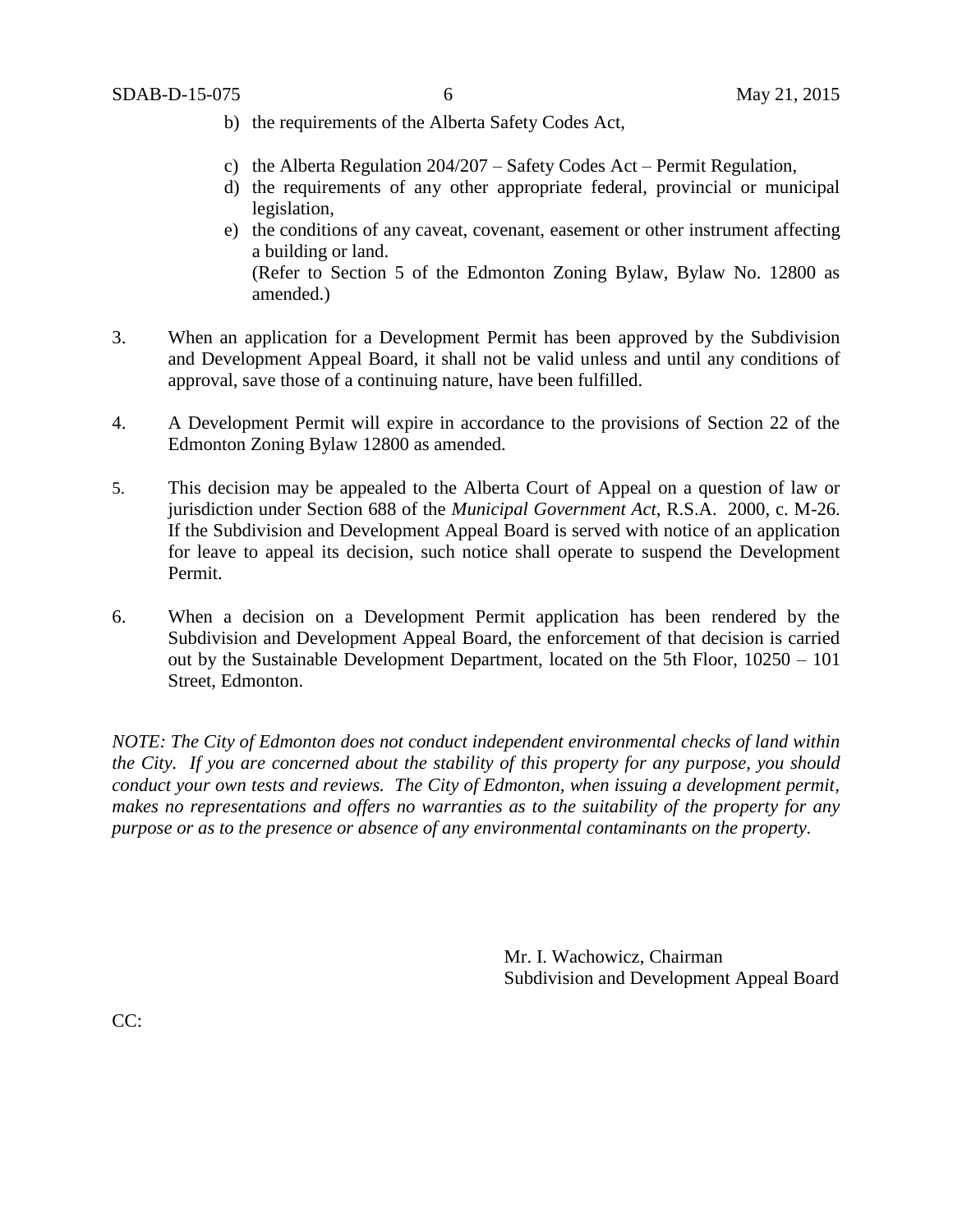b) the requirements of the Alberta Safety Codes Act,

c) the Alberta Regulation 204/207 – Safety Codes Act – Permit Regulation,

d) the requirements of any other appropriate federal, provincial or municipal legislation,

e) the conditions of any caveat, covenant, easement or other instrument affecting a building or land.
(Refer to Section 5 of the Edmonton Zoning Bylaw, Bylaw No. 12800 as amended.)

3. When an application for a Development Permit has been approved by the Subdivision and Development Appeal Board, it shall not be valid unless and until any conditions of approval, save those of a continuing nature, have been fulfilled.

4. A Development Permit will expire in accordance to the provisions of Section 22 of the Edmonton Zoning Bylaw 12800 as amended.

5. This decision may be appealed to the Alberta Court of Appeal on a question of law or jurisdiction under Section 688 of the *Municipal Government Act*, R.S.A. 2000, c. M-26. If the Subdivision and Development Appeal Board is served with notice of an application for leave to appeal its decision, such notice shall operate to suspend the Development Permit.

6. When a decision on a Development Permit application has been rendered by the Subdivision and Development Appeal Board, the enforcement of that decision is carried out by the Sustainable Development Department, located on the 5th Floor, 10250 – 101 Street, Edmonton.

*NOTE: The City of Edmonton does not conduct independent environmental checks of land within the City. If you are concerned about the stability of this property for any purpose, you should conduct your own tests and reviews. The City of Edmonton, when issuing a development permit, makes no representations and offers no warranties as to the suitability of the property for any purpose or as to the presence or absence of any environmental contaminants on the property.*

Mr. I. Wachowicz, Chairman
Subdivision and Development Appeal Board

CC: